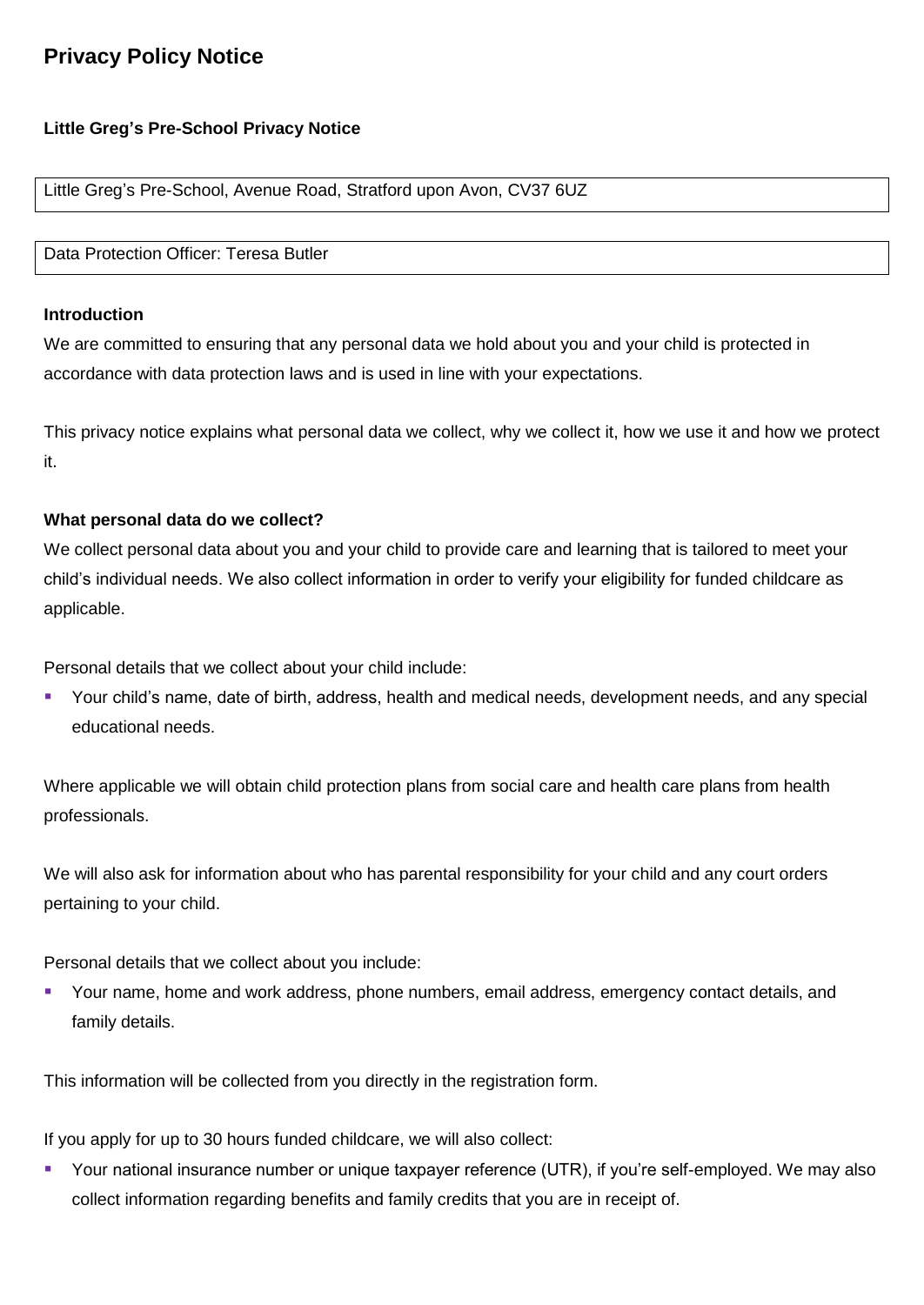# Privacy Policy Notice

**Little Greg's Pre-School Privacy Notice**

| Little Greg's Pre-School, Avenue Road, Stratford upon Avon, CV37 6UZ |
|---|

| Data Protection Officer: Teresa Butler |
|---|

**Introduction**

We are committed to ensuring that any personal data we hold about you and your child is protected in accordance with data protection laws and is used in line with your expectations.

This privacy notice explains what personal data we collect, why we collect it, how we use it and how we protect it.

**What personal data do we collect?**

We collect personal data about you and your child to provide care and learning that is tailored to meet your child's individual needs. We also collect information in order to verify your eligibility for funded childcare as applicable.

Personal details that we collect about your child include:

- Your child's name, date of birth, address, health and medical needs, development needs, and any special educational needs.

Where applicable we will obtain child protection plans from social care and health care plans from health professionals.

We will also ask for information about who has parental responsibility for your child and any court orders pertaining to your child.

Personal details that we collect about you include:

- Your name, home and work address, phone numbers, email address, emergency contact details, and family details.

This information will be collected from you directly in the registration form.

If you apply for up to 30 hours funded childcare, we will also collect:

- Your national insurance number or unique taxpayer reference (UTR), if you're self-employed. We may also collect information regarding benefits and family credits that you are in receipt of.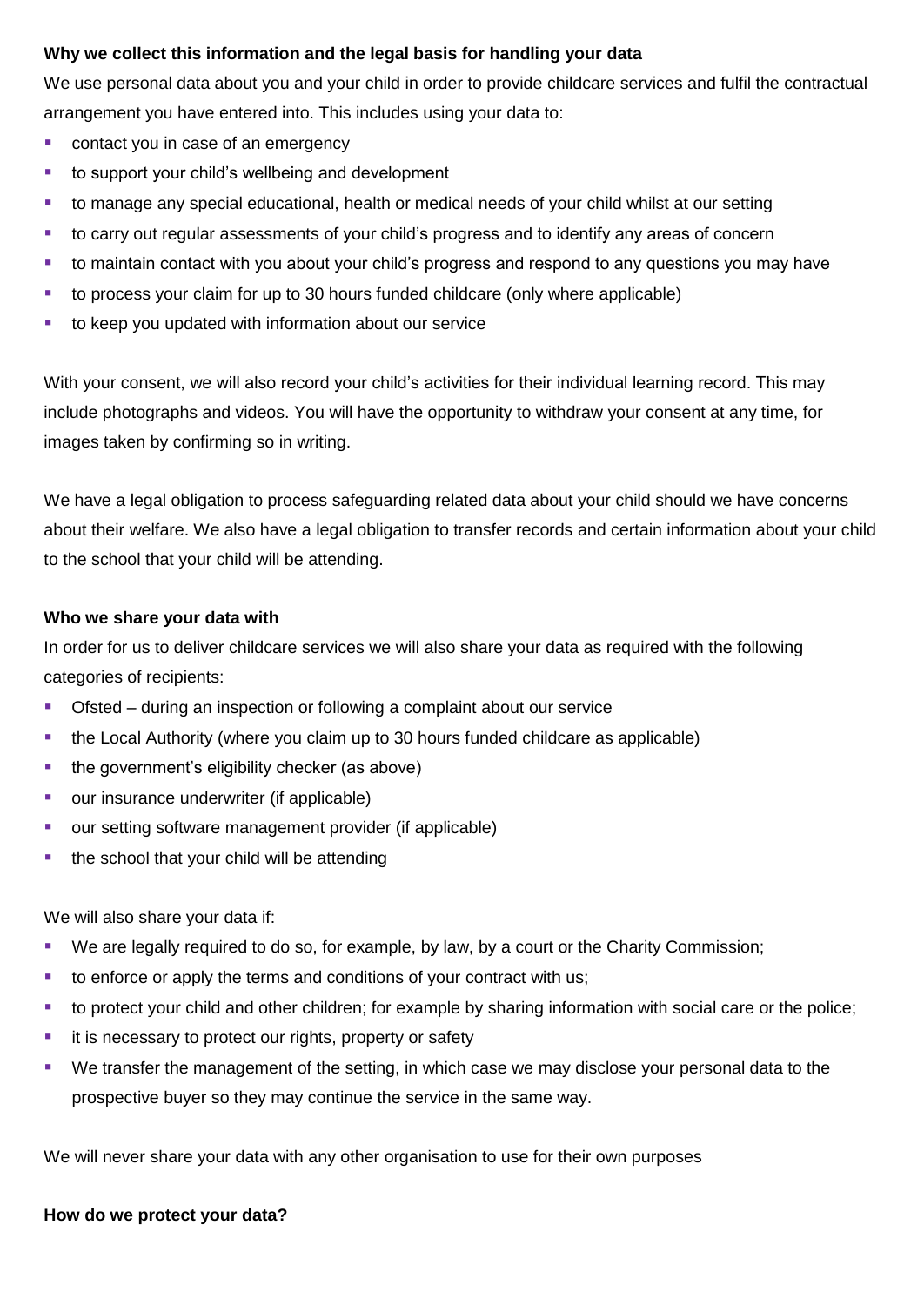**Why we collect this information and the legal basis for handling your data**

We use personal data about you and your child in order to provide childcare services and fulfil the contractual arrangement you have entered into. This includes using your data to:

- contact you in case of an emergency
- to support your child's wellbeing and development
- to manage any special educational, health or medical needs of your child whilst at our setting
- to carry out regular assessments of your child's progress and to identify any areas of concern
- to maintain contact with you about your child's progress and respond to any questions you may have
- to process your claim for up to 30 hours funded childcare (only where applicable)
- to keep you updated with information about our service

With your consent, we will also record your child's activities for their individual learning record. This may include photographs and videos. You will have the opportunity to withdraw your consent at any time, for images taken by confirming so in writing.

We have a legal obligation to process safeguarding related data about your child should we have concerns about their welfare. We also have a legal obligation to transfer records and certain information about your child to the school that your child will be attending.

**Who we share your data with**

In order for us to deliver childcare services we will also share your data as required with the following categories of recipients:

- Ofsted – during an inspection or following a complaint about our service
- the Local Authority (where you claim up to 30 hours funded childcare as applicable)
- the government's eligibility checker (as above)
- our insurance underwriter (if applicable)
- our setting software management provider (if applicable)
- the school that your child will be attending

We will also share your data if:

- We are legally required to do so, for example, by law, by a court or the Charity Commission;
- to enforce or apply the terms and conditions of your contract with us;
- to protect your child and other children; for example by sharing information with social care or the police;
- it is necessary to protect our rights, property or safety
- We transfer the management of the setting, in which case we may disclose your personal data to the prospective buyer so they may continue the service in the same way.

We will never share your data with any other organisation to use for their own purposes

**How do we protect your data?**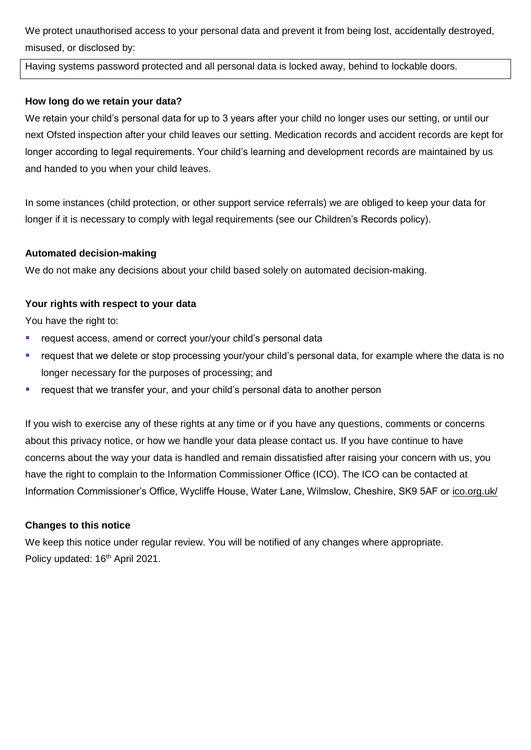We protect unauthorised access to your personal data and prevent it from being lost, accidentally destroyed, misused, or disclosed by:

| |
|---|
| Having systems password protected and all personal data is locked away, behind to lockable doors. |

**How long do we retain your data?**

We retain your child's personal data for up to 3 years after your child no longer uses our setting, or until our next Ofsted inspection after your child leaves our setting. Medication records and accident records are kept for longer according to legal requirements. Your child's learning and development records are maintained by us and handed to you when your child leaves.

In some instances (child protection, or other support service referrals) we are obliged to keep your data for longer if it is necessary to comply with legal requirements (see our Children's Records policy).

**Automated decision-making**

We do not make any decisions about your child based solely on automated decision-making.

**Your rights with respect to your data**

You have the right to:

- request access, amend or correct your/your child's personal data
- request that we delete or stop processing your/your child's personal data, for example where the data is no longer necessary for the purposes of processing; and
- request that we transfer your, and your child's personal data to another person

If you wish to exercise any of these rights at any time or if you have any questions, comments or concerns about this privacy notice, or how we handle your data please contact us. If you have continue to have concerns about the way your data is handled and remain dissatisfied after raising your concern with us, you have the right to complain to the Information Commissioner Office (ICO). The ICO can be contacted at Information Commissioner's Office, Wycliffe House, Water Lane, Wilmslow, Cheshire, SK9 5AF or ico.org.uk/

**Changes to this notice**

We keep this notice under regular review. You will be notified of any changes where appropriate.
Policy updated: 16th April 2021.